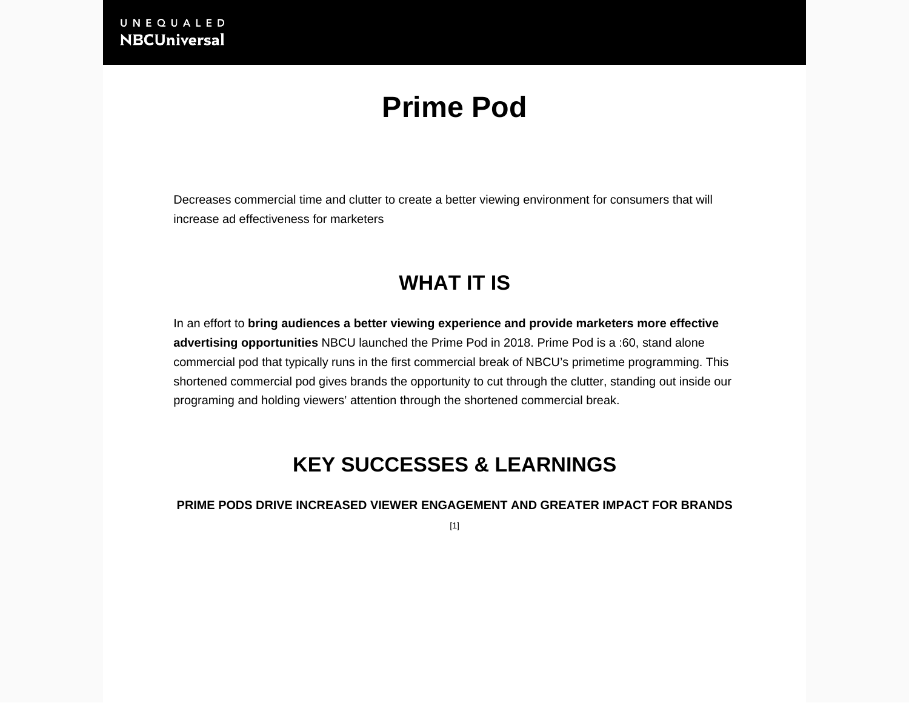UNEQUALED
**NBCUniversal**

# Prime Pod

Decreases commercial time and clutter to create a better viewing environment for consumers that will increase ad effectiveness for marketers

## WHAT IT IS

In an effort to **bring audiences a better viewing experience and provide marketers more effective advertising opportunities** NBCU launched the Prime Pod in 2018. Prime Pod is a :60, stand alone commercial pod that typically runs in the first commercial break of NBCU's primetime programming. This shortened commercial pod gives brands the opportunity to cut through the clutter, standing out inside our programing and holding viewers' attention through the shortened commercial break.

## KEY SUCCESSES & LEARNINGS

**PRIME PODS DRIVE INCREASED VIEWER ENGAGEMENT AND GREATER IMPACT FOR BRANDS**

[1]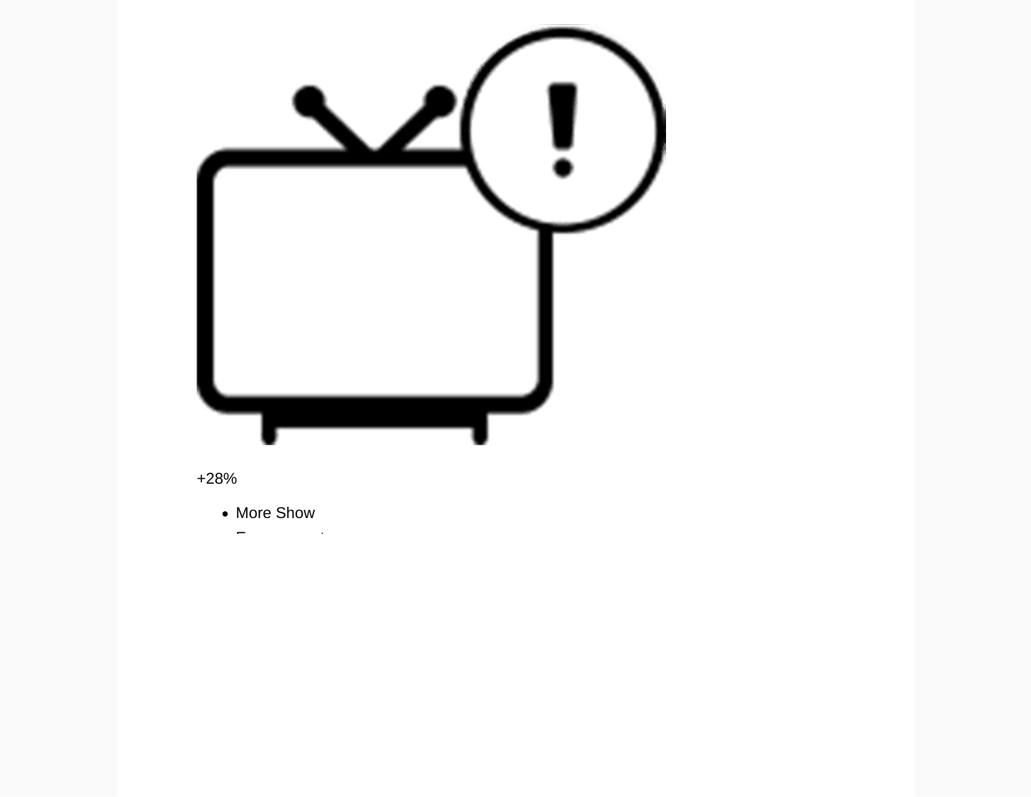+28%

- More Show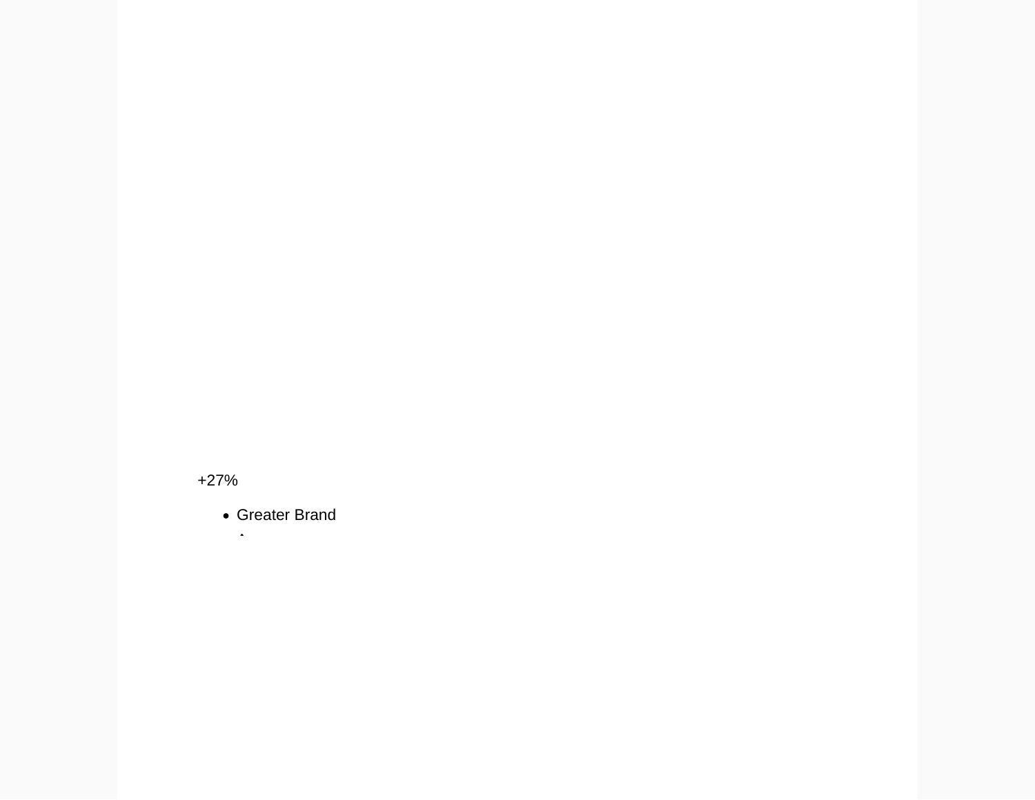+27%

- Greater Brand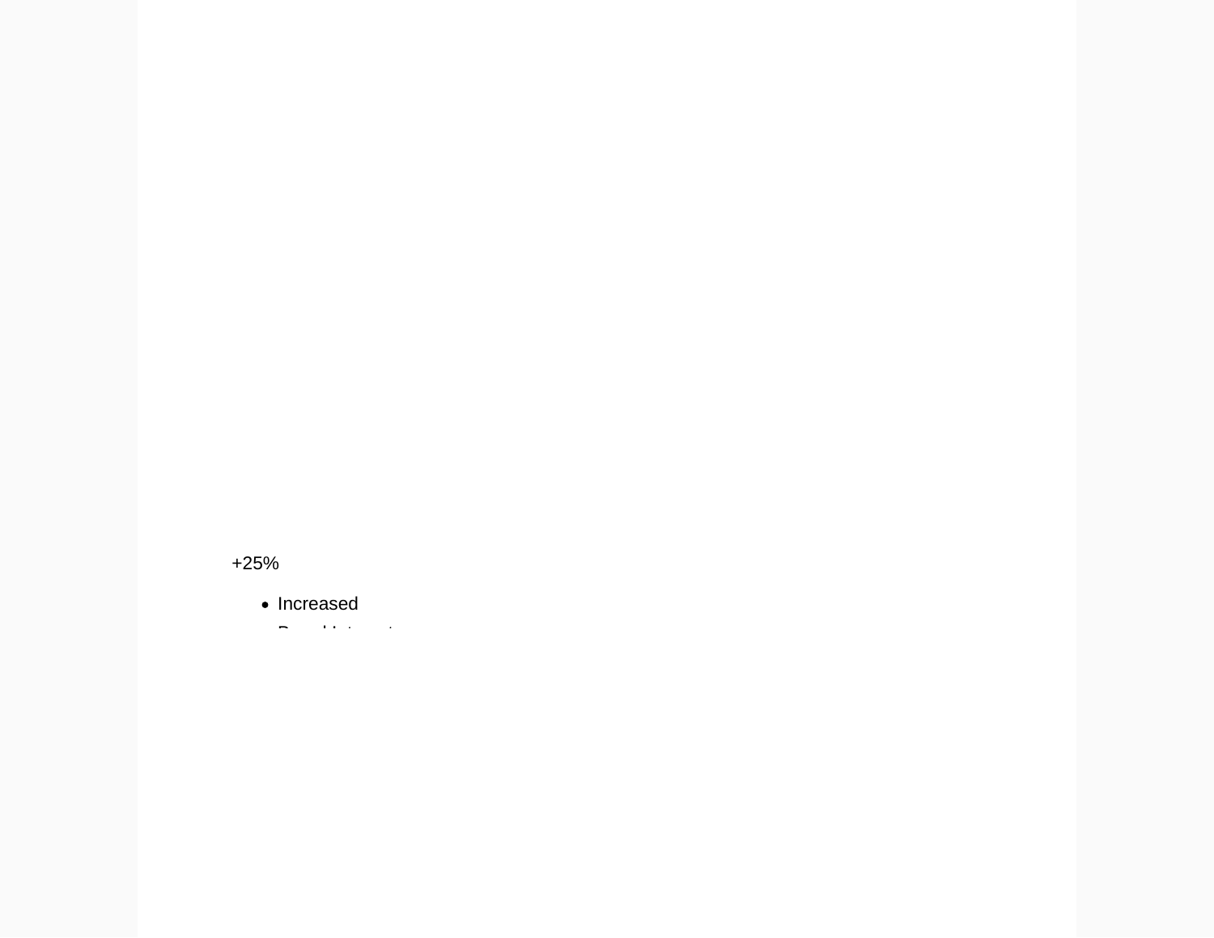+25%

- Increased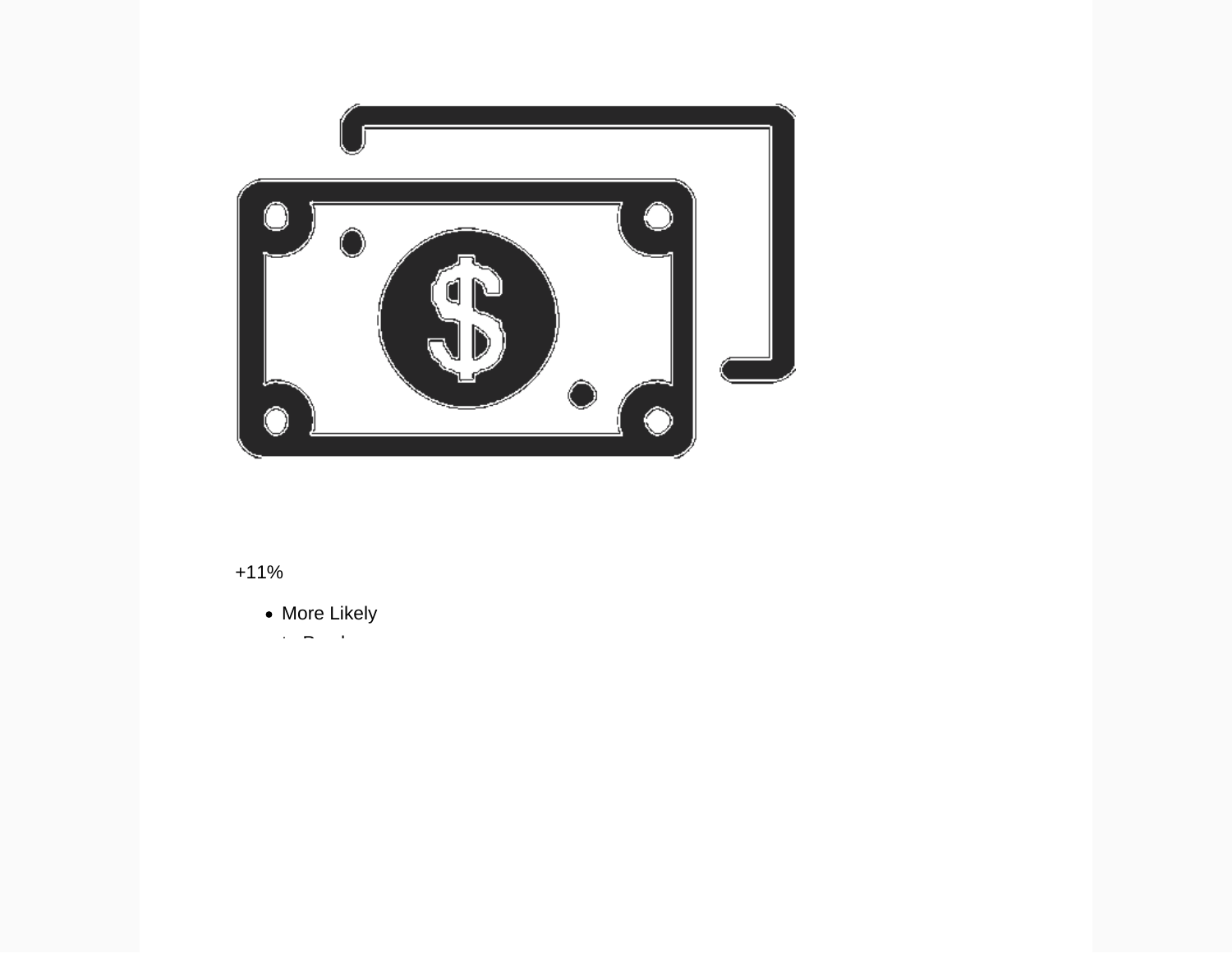+11%

- More Likely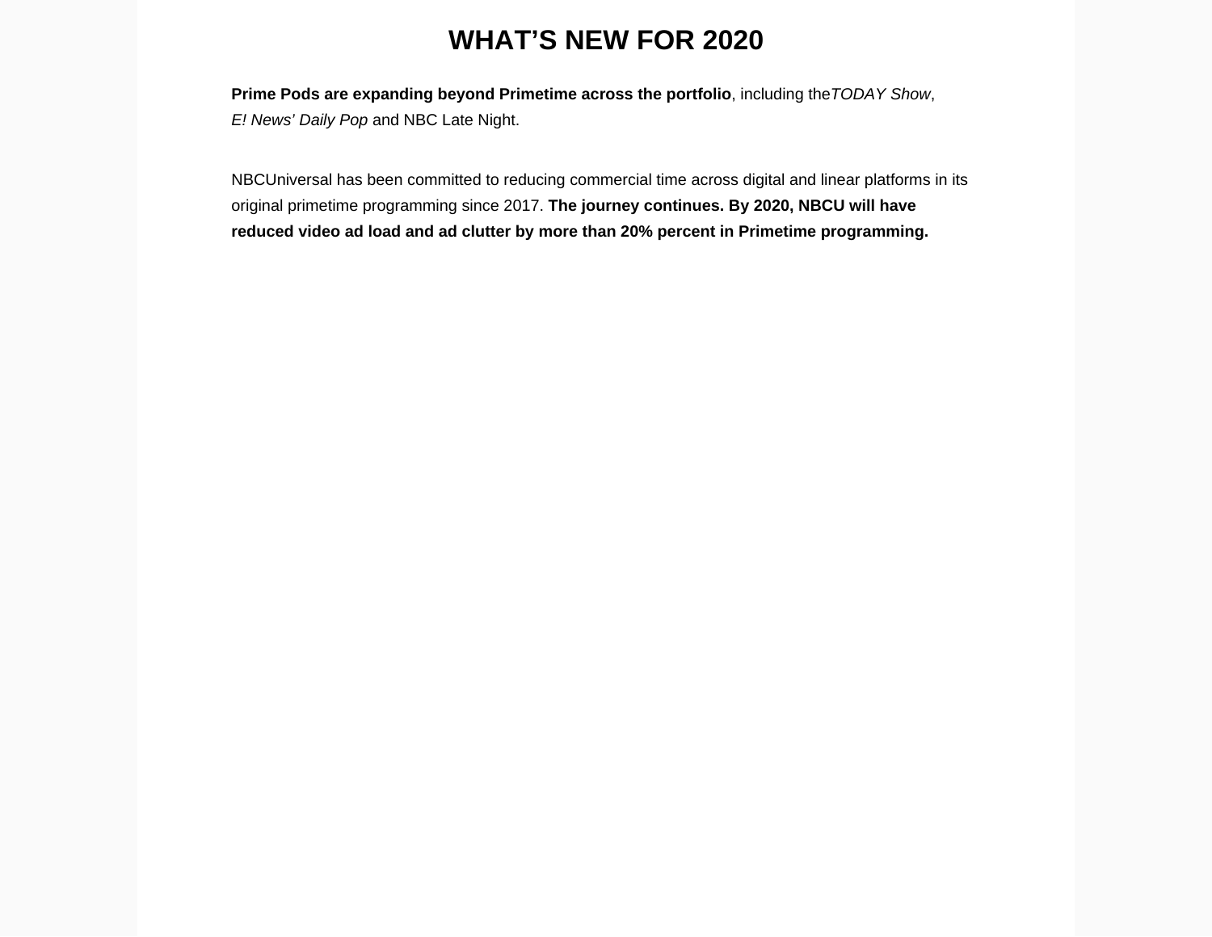# WHAT'S NEW FOR 2020

**Prime Pods are expanding beyond Primetime across the portfolio**, including the*TODAY Show*, *E! News' Daily Pop* and NBC Late Night.

NBCUniversal has been committed to reducing commercial time across digital and linear platforms in its original primetime programming since 2017. **The journey continues. By 2020, NBCU will have reduced video ad load and ad clutter by more than 20% percent in Primetime programming.**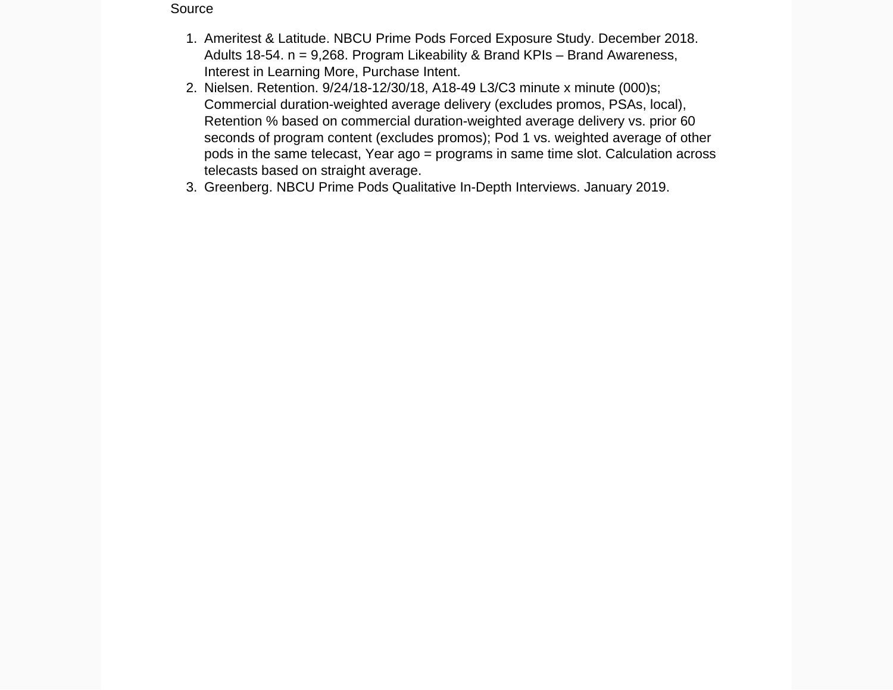Source

1. Ameritest & Latitude. NBCU Prime Pods Forced Exposure Study. December 2018. Adults 18-54. n = 9,268. Program Likeability & Brand KPIs – Brand Awareness, Interest in Learning More, Purchase Intent.
2. Nielsen. Retention. 9/24/18-12/30/18, A18-49 L3/C3 minute x minute (000)s; Commercial duration-weighted average delivery (excludes promos, PSAs, local), Retention % based on commercial duration-weighted average delivery vs. prior 60 seconds of program content (excludes promos); Pod 1 vs. weighted average of other pods in the same telecast, Year ago = programs in same time slot. Calculation across telecasts based on straight average.
3. Greenberg. NBCU Prime Pods Qualitative In-Depth Interviews. January 2019.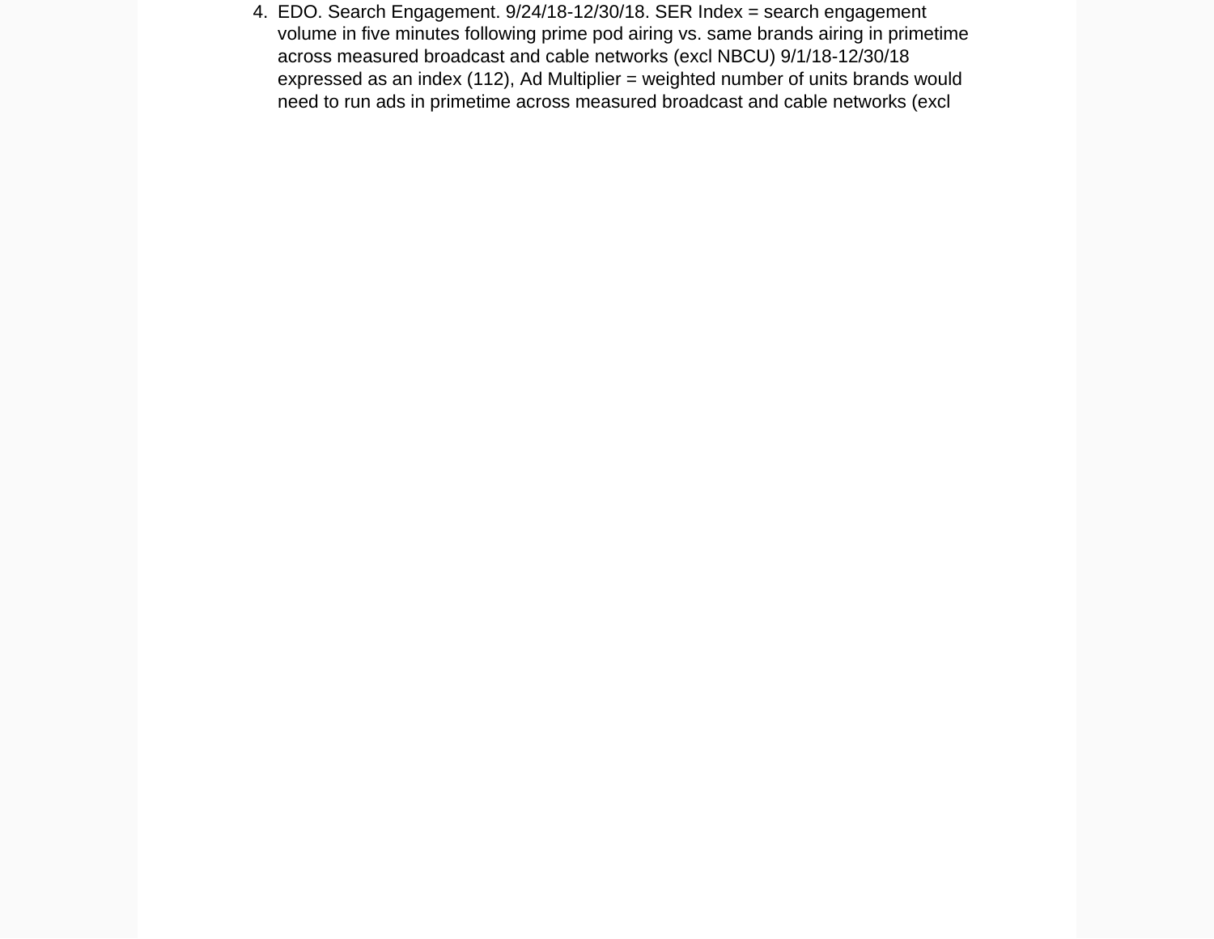4. EDO. Search Engagement. 9/24/18-12/30/18. SER Index = search engagement volume in five minutes following prime pod airing vs. same brands airing in primetime across measured broadcast and cable networks (excl NBCU) 9/1/18-12/30/18 expressed as an index (112), Ad Multiplier = weighted number of units brands would need to run ads in primetime across measured broadcast and cable networks (excl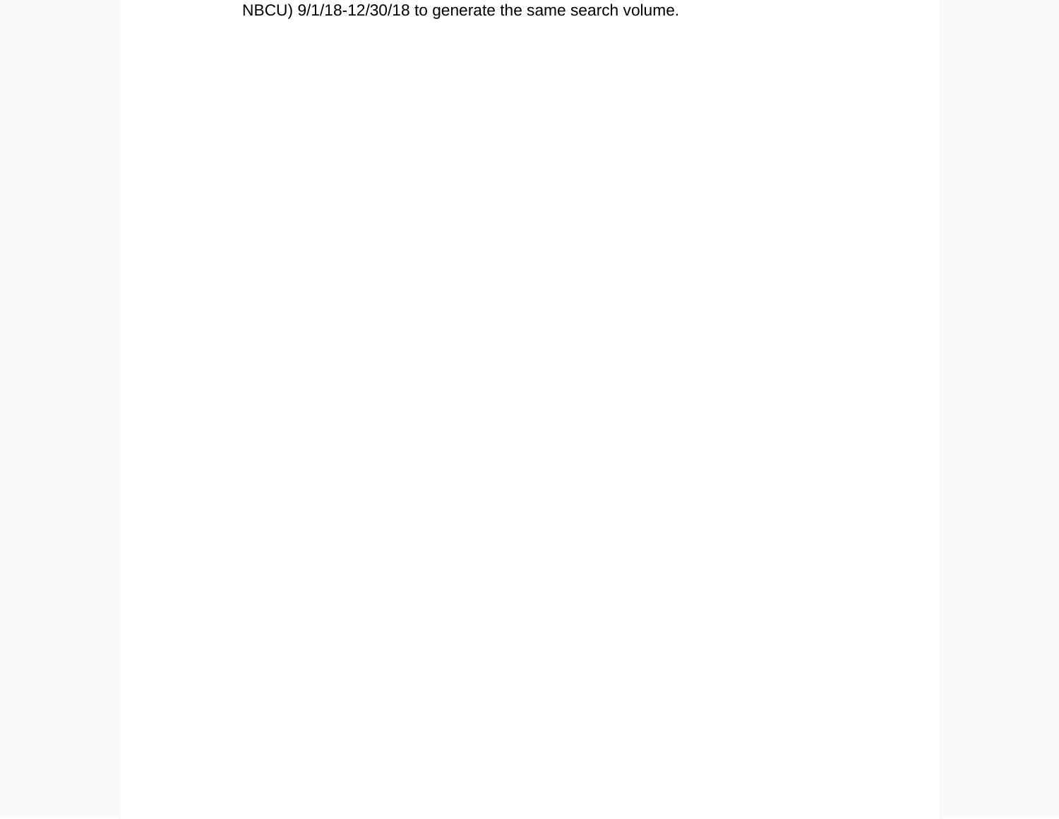NBCU) 9/1/18-12/30/18 to generate the same search volume.